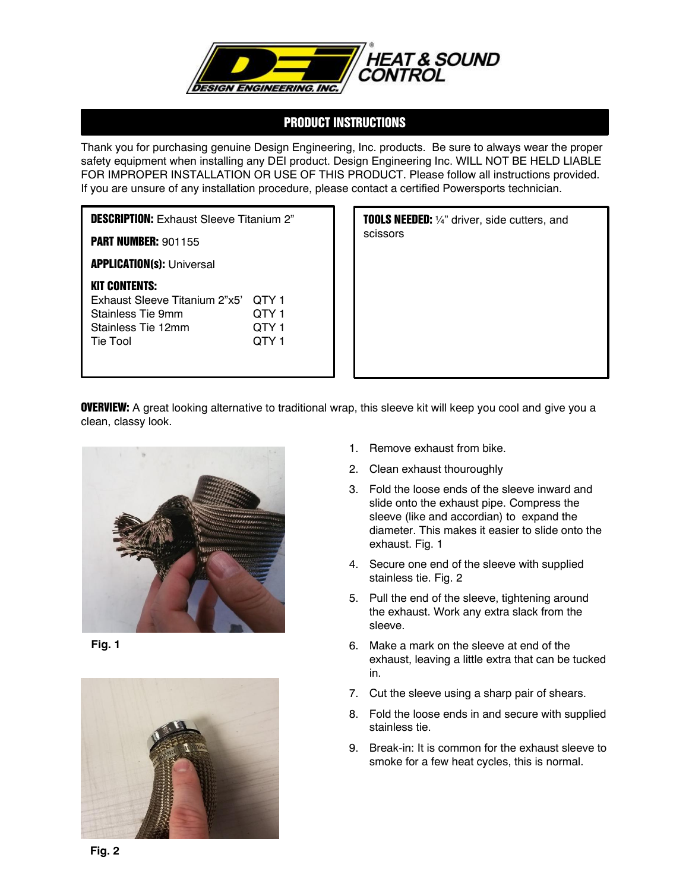# HEAT & SOUND CONTROL

DESIGN ENGINEERING, INC.

## PRODUCT INSTRUCTIONS

Thank you for purchasing genuine Design Engineering, Inc. products. Be sure to always wear the proper safety equipment when installing any DEI product. Design Engineering Inc. WILL NOT BE HELD LIABLE FOR IMPROPER INSTALLATION OR USE OF THIS PRODUCT. Please follow all instructions provided. If you are unsure of any installation procedure, please contact a certified Powersports technician.

**DESCRIPTION:** Exhaust Sleeve Titanium 2”

**PART NUMBER:** 901155

**APPLICATION(s):** Universal

**KIT CONTENTS:**

| Item | Quantity |
| --- | --- |
| Exhaust Sleeve Titanium 2”x5’ | QTY 1 |
| Stainless Tie 9mm | QTY 1 |
| Stainless Tie 12mm | QTY 1 |
| Tie Tool | QTY 1 |

**TOOLS NEEDED:** ¼” driver, side cutters, and scissors

**OVERVIEW:** A great looking alternative to traditional wrap, this sleeve kit will keep you cool and give you a clean, classy look.

1. Remove exhaust from bike.
2. Clean exhaust thouroughly
3. Fold the loose ends of the sleeve inward and slide onto the exhaust pipe. Compress the sleeve (like and accordian) to expand the diameter. This makes it easier to slide onto the exhaust. Fig. 1
4. Secure one end of the sleeve with supplied stainless tie. Fig. 2
5. Pull the end of the sleeve, tightening around the exhaust. Work any extra slack from the sleeve.
6. Make a mark on the sleeve at end of the exhaust, leaving a little extra that can be tucked in.
7. Cut the sleeve using a sharp pair of shears.
8. Fold the loose ends in and secure with supplied stainless tie.
9. Break-in: It is common for the exhaust sleeve to smoke for a few heat cycles, this is normal.

**Fig. 1**

**Fig. 2**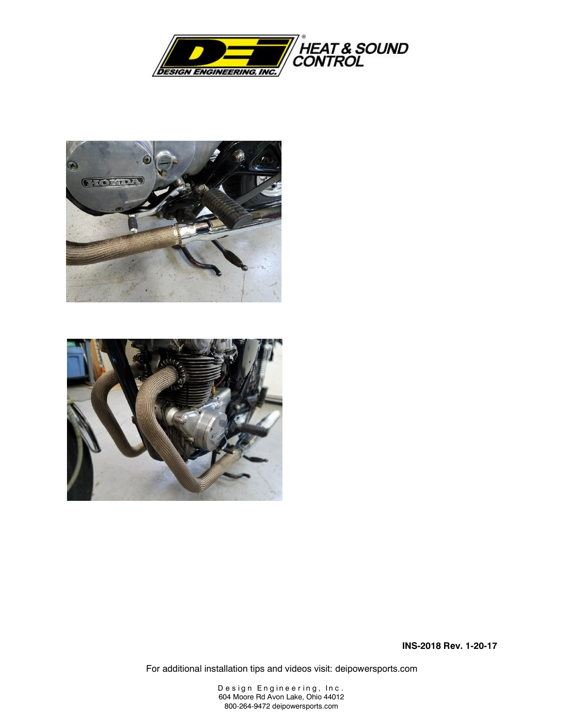**INS-2018 Rev. 1-20-17**

For additional installation tips and videos visit: deipowersports.com

Design Engineering, Inc.
604 Moore Rd Avon Lake, Ohio 44012
800-264-9472 deipowersports.com